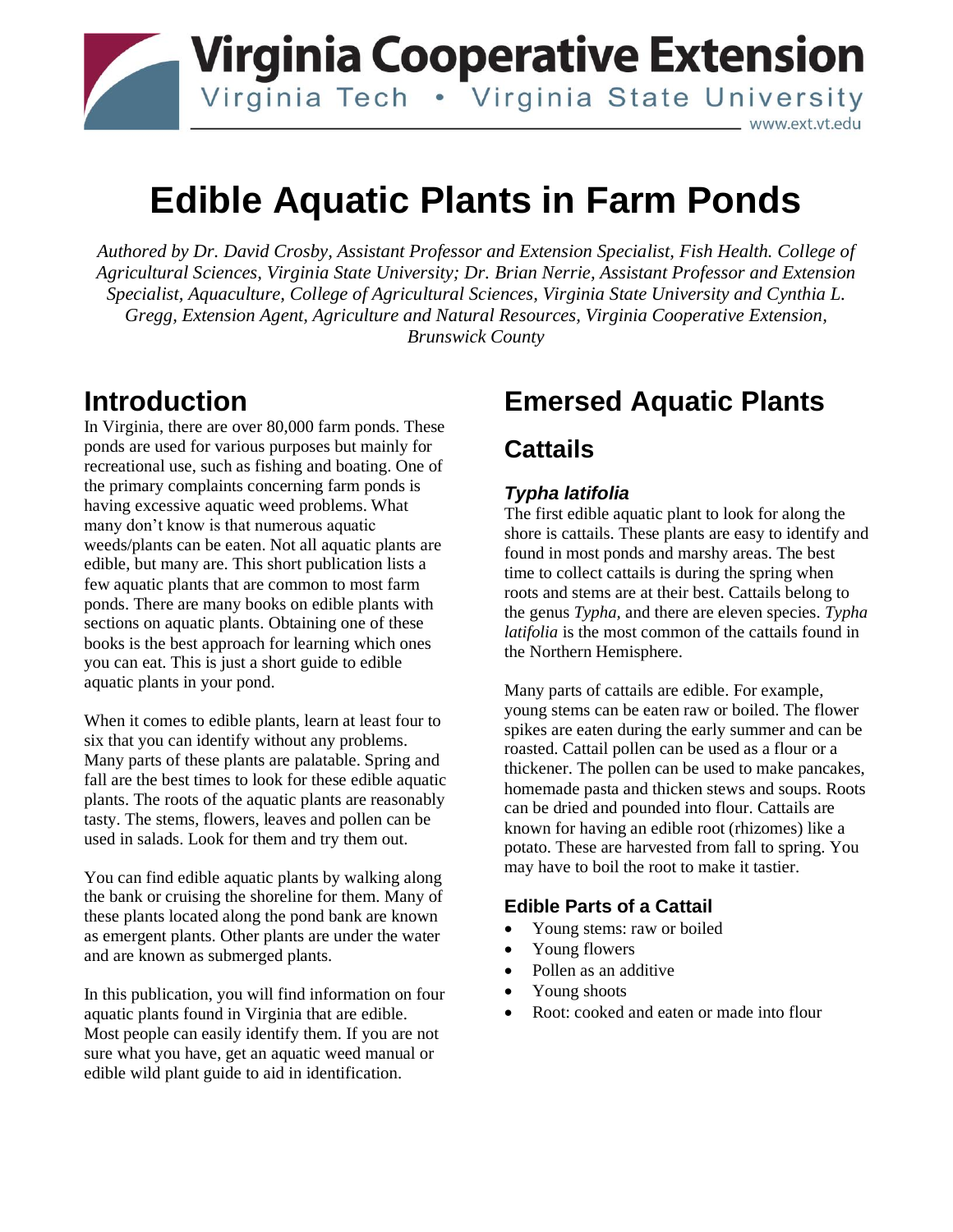# Edible Aquatic Plants in Farm Ponds

*Authored by Dr. David Crosby, Assistant Professor and Extension Specialist, Fish Health. College of Agricultural Sciences, Virginia State University; Dr. Brian Nerrie, Assistant Professor and Extension Specialist, Aquaculture, College of Agricultural Sciences, Virginia State University and Cynthia L. Gregg, Extension Agent, Agriculture and Natural Resources, Virginia Cooperative Extension, Brunswick County*

## Introduction

In Virginia, there are over 80,000 farm ponds. These ponds are used for various purposes but mainly for recreational use, such as fishing and boating. One of the primary complaints concerning farm ponds is having excessive aquatic weed problems. What many don't know is that numerous aquatic weeds/plants can be eaten. Not all aquatic plants are edible, but many are. This short publication lists a few aquatic plants that are common to most farm ponds. There are many books on edible plants with sections on aquatic plants. Obtaining one of these books is the best approach for learning which ones you can eat. This is just a short guide to edible aquatic plants in your pond.

When it comes to edible plants, learn at least four to six that you can identify without any problems. Many parts of these plants are palatable. Spring and fall are the best times to look for these edible aquatic plants. The roots of the aquatic plants are reasonably tasty. The stems, flowers, leaves and pollen can be used in salads. Look for them and try them out.

You can find edible aquatic plants by walking along the bank or cruising the shoreline for them. Many of these plants located along the pond bank are known as emergent plants. Other plants are under the water and are known as submerged plants.

In this publication, you will find information on four aquatic plants found in Virginia that are edible. Most people can easily identify them. If you are not sure what you have, get an aquatic weed manual or edible wild plant guide to aid in identification.

## Emersed Aquatic Plants

### Cattails

#### *Typha latifolia*

The first edible aquatic plant to look for along the shore is cattails. These plants are easy to identify and found in most ponds and marshy areas. The best time to collect cattails is during the spring when roots and stems are at their best. Cattails belong to the genus *Typha,* and there are eleven species. *Typha latifolia* is the most common of the cattails found in the Northern Hemisphere.

Many parts of cattails are edible. For example, young stems can be eaten raw or boiled. The flower spikes are eaten during the early summer and can be roasted. Cattail pollen can be used as a flour or a thickener. The pollen can be used to make pancakes, homemade pasta and thicken stews and soups. Roots can be dried and pounded into flour. Cattails are known for having an edible root (rhizomes) like a potato. These are harvested from fall to spring. You may have to boil the root to make it tastier.

#### Edible Parts of a Cattail

- Young stems: raw or boiled
- Young flowers
- Pollen as an additive
- Young shoots
- Root: cooked and eaten or made into flour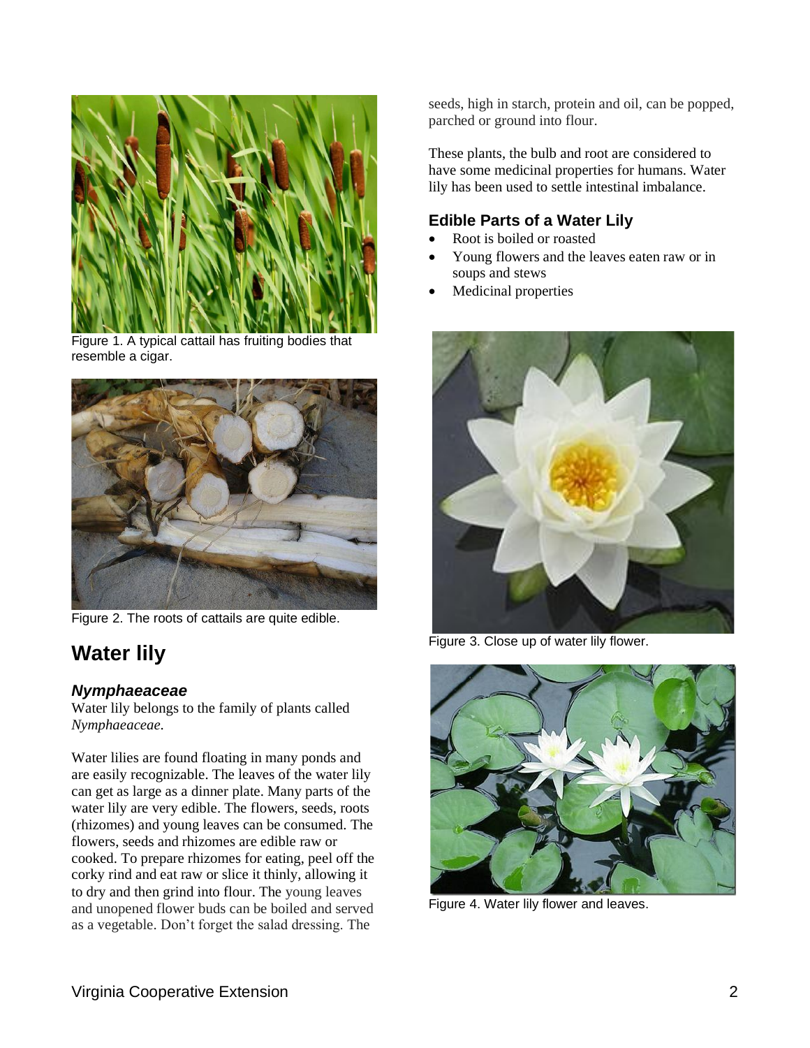Figure 1. A typical cattail has fruiting bodies that resemble a cigar.

Figure 2. The roots of cattails are quite edible.

## Water lily

### *Nymphaeaceae*

Water lily belongs to the family of plants called *Nymphaeaceae.*

Water lilies are found floating in many ponds and are easily recognizable. The leaves of the water lily can get as large as a dinner plate. Many parts of the water lily are very edible. The flowers, seeds, roots (rhizomes) and young leaves can be consumed. The flowers, seeds and rhizomes are edible raw or cooked. To prepare rhizomes for eating, peel off the corky rind and eat raw or slice it thinly, allowing it to dry and then grind into flour. The young leaves and unopened flower buds can be boiled and served as a vegetable. Don't forget the salad dressing. The seeds, high in starch, protein and oil, can be popped, parched or ground into flour.

These plants, the bulb and root are considered to have some medicinal properties for humans. Water lily has been used to settle intestinal imbalance.

### Edible Parts of a Water Lily

- Root is boiled or roasted
- Young flowers and the leaves eaten raw or in soups and stews
- Medicinal properties

Figure 3. Close up of water lily flower.

Figure 4. Water lily flower and leaves.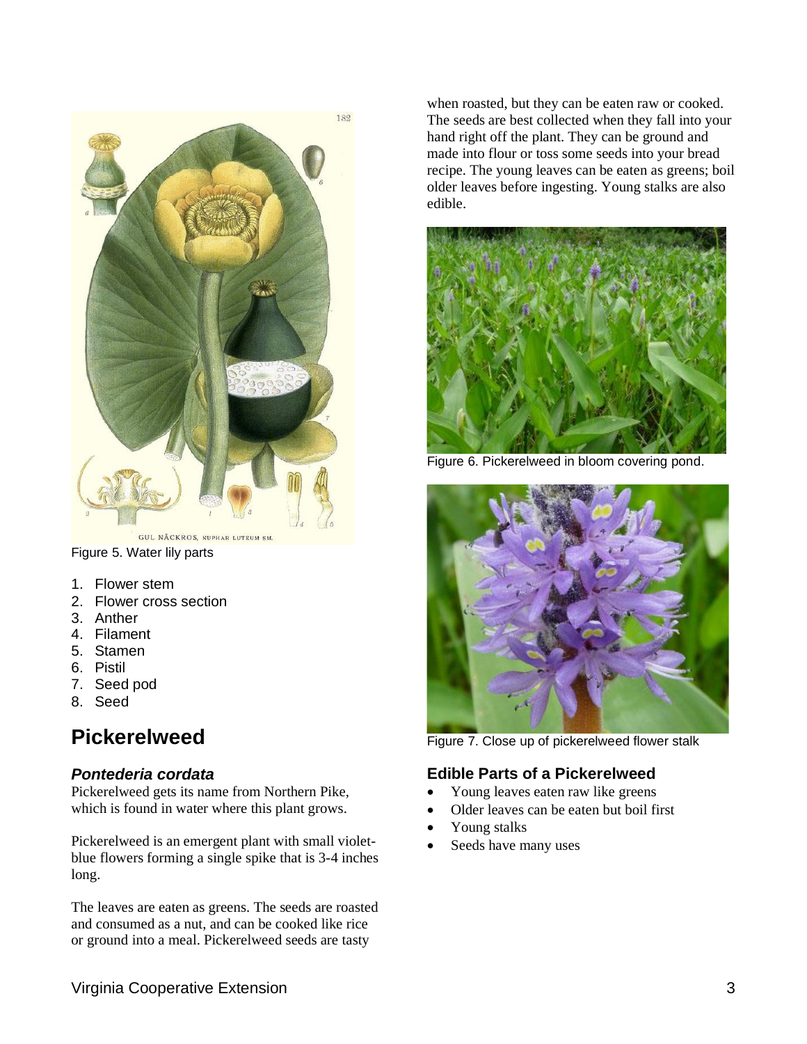Figure 5. Water lily parts

1. Flower stem
2. Flower cross section
3. Anther
4. Filament
5. Stamen
6. Pistil
7. Seed pod
8. Seed

## Pickerelweed

### *Pontederia cordata*

Pickerelweed gets its name from Northern Pike, which is found in water where this plant grows.

Pickerelweed is an emergent plant with small violet-blue flowers forming a single spike that is 3-4 inches long.

The leaves are eaten as greens. The seeds are roasted and consumed as a nut, and can be cooked like rice or ground into a meal. Pickerelweed seeds are tasty when roasted, but they can be eaten raw or cooked. The seeds are best collected when they fall into your hand right off the plant. They can be ground and made into flour or toss some seeds into your bread recipe. The young leaves can be eaten as greens; boil older leaves before ingesting. Young stalks are also edible.

Figure 6. Pickerelweed in bloom covering pond.

Figure 7. Close up of pickerelweed flower stalk

### Edible Parts of a Pickerelweed

- Young leaves eaten raw like greens
- Older leaves can be eaten but boil first
- Young stalks
- Seeds have many uses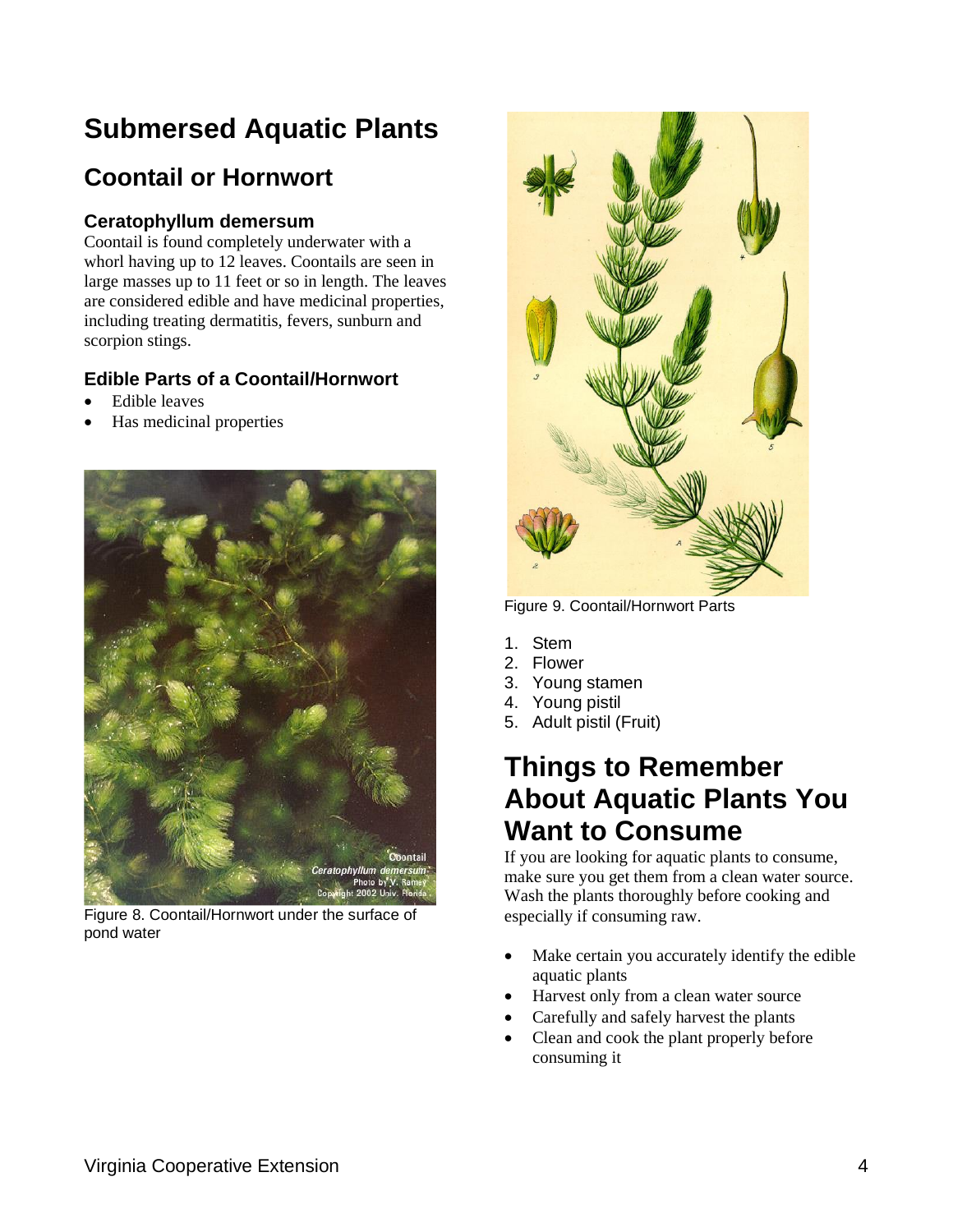# Submersed Aquatic Plants

## Coontail or Hornwort

### Ceratophyllum demersum

Coontail is found completely underwater with a whorl having up to 12 leaves. Coontails are seen in large masses up to 11 feet or so in length. The leaves are considered edible and have medicinal properties, including treating dermatitis, fevers, sunburn and scorpion stings.

### Edible Parts of a Coontail/Hornwort

- Edible leaves
- Has medicinal properties

Figure 8. Coontail/Hornwort under the surface of pond water

Figure 9. Coontail/Hornwort Parts

1. Stem
2. Flower
3. Young stamen
4. Young pistil
5. Adult pistil (Fruit)

# Things to Remember About Aquatic Plants You Want to Consume

If you are looking for aquatic plants to consume, make sure you get them from a clean water source. Wash the plants thoroughly before cooking and especially if consuming raw.

- Make certain you accurately identify the edible aquatic plants
- Harvest only from a clean water source
- Carefully and safely harvest the plants
- Clean and cook the plant properly before consuming it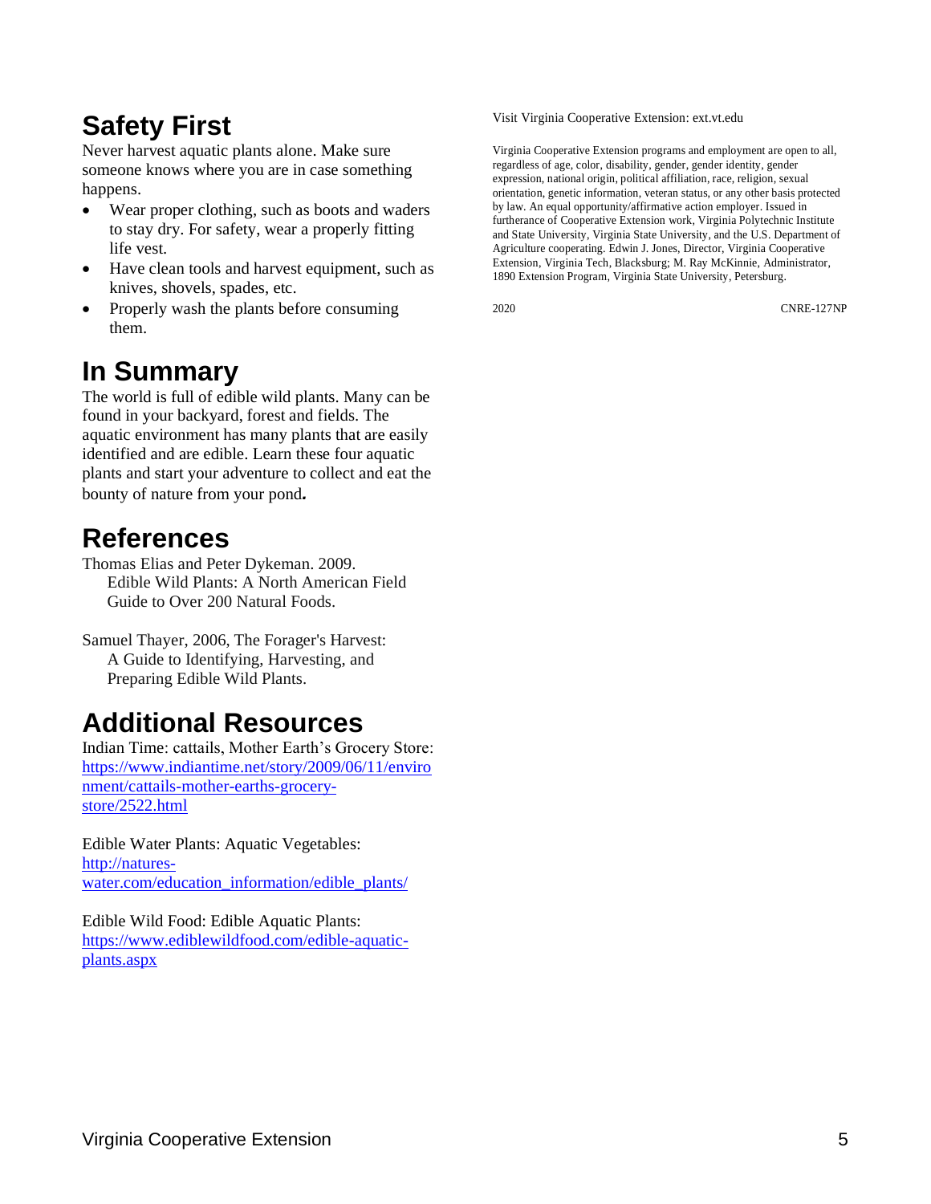## Safety First

Never harvest aquatic plants alone. Make sure someone knows where you are in case something happens.

- Wear proper clothing, such as boots and waders to stay dry. For safety, wear a properly fitting life vest.
- Have clean tools and harvest equipment, such as knives, shovels, spades, etc.
- Properly wash the plants before consuming them.

## In Summary

The world is full of edible wild plants. Many can be found in your backyard, forest and fields. The aquatic environment has many plants that are easily identified and are edible. Learn these four aquatic plants and start your adventure to collect and eat the bounty of nature from your pond***.***

## References

Thomas Elias and Peter Dykeman. 2009. Edible Wild Plants: A North American Field Guide to Over 200 Natural Foods.

Samuel Thayer, 2006, The Forager's Harvest: A Guide to Identifying, Harvesting, and Preparing Edible Wild Plants.

## Additional Resources

Indian Time: cattails, Mother Earth's Grocery Store: https://www.indiantime.net/story/2009/06/11/environment/cattails-mother-earths-grocery-store/2522.html

Edible Water Plants: Aquatic Vegetables: http://natures-water.com/education_information/edible_plants/

Edible Wild Food: Edible Aquatic Plants: https://www.ediblewildfood.com/edible-aquatic-plants.aspx

Visit Virginia Cooperative Extension: ext.vt.edu

Virginia Cooperative Extension programs and employment are open to all, regardless of age, color, disability, gender, gender identity, gender expression, national origin, political affiliation, race, religion, sexual orientation, genetic information, veteran status, or any other basis protected by law. An equal opportunity/affirmative action employer. Issued in furtherance of Cooperative Extension work, Virginia Polytechnic Institute and State University, Virginia State University, and the U.S. Department of Agriculture cooperating. Edwin J. Jones, Director, Virginia Cooperative Extension, Virginia Tech, Blacksburg; M. Ray McKinnie, Administrator, 1890 Extension Program, Virginia State University, Petersburg.

2020 CNRE-127NP